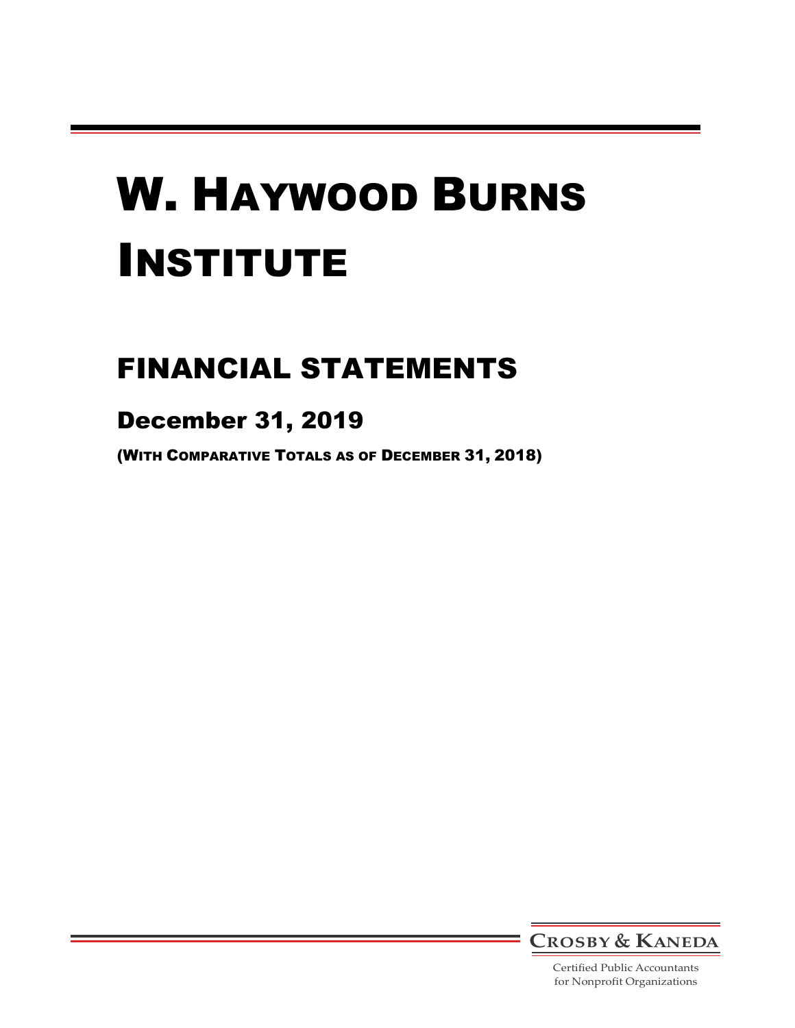# W. Haywood Burns Institute

## FINANCIAL STATEMENTS

### December 31, 2019

(With Comparative Totals as of December 31, 2018)

**Crosby & Kaneda**

Certified Public Accountants
for Nonprofit Organizations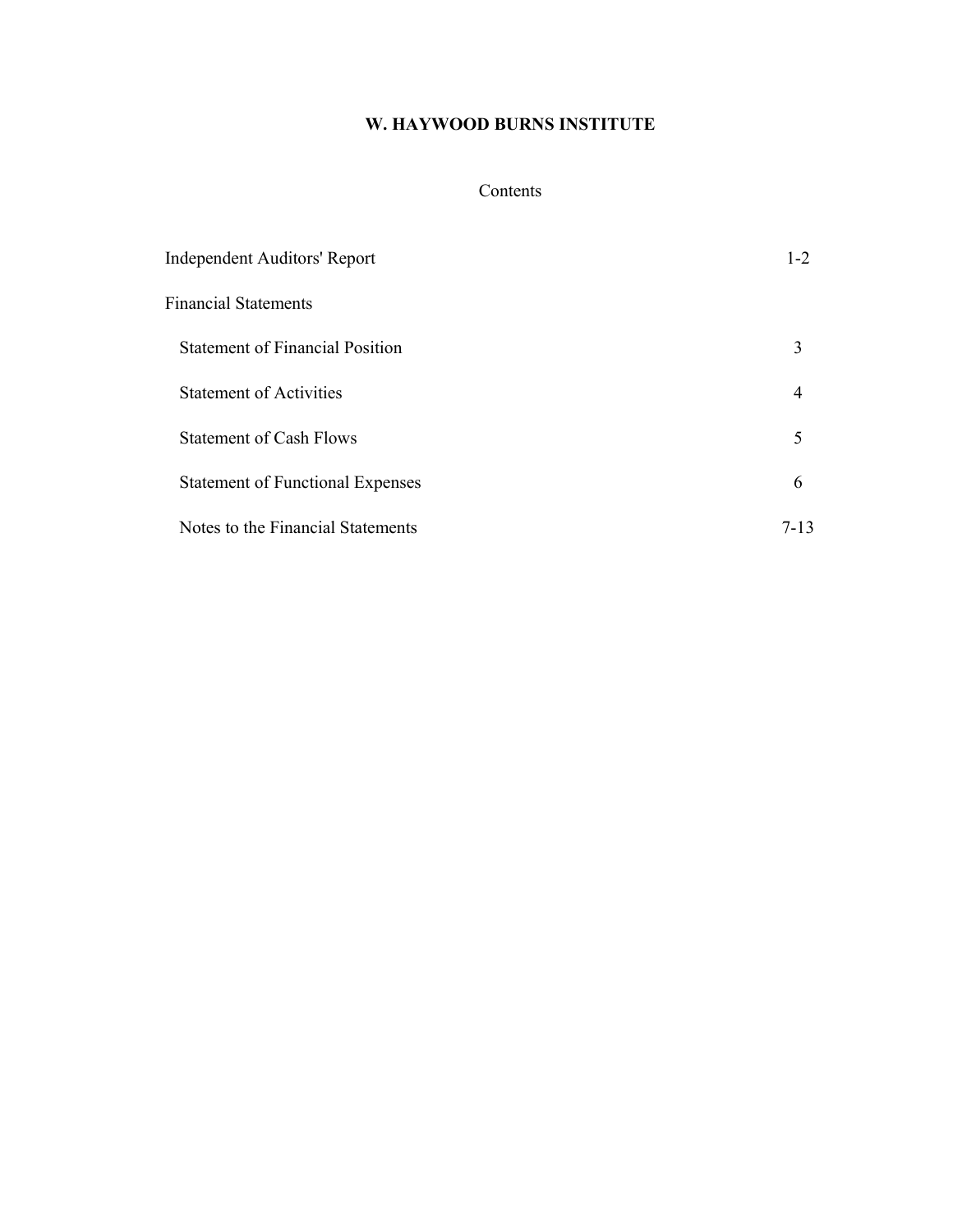# W. HAYWOOD BURNS INSTITUTE

## Contents

| | |
|---|---|
| Independent Auditors' Report | 1-2 |
| Financial Statements | |
| Statement of Financial Position | 3 |
| Statement of Activities | 4 |
| Statement of Cash Flows | 5 |
| Statement of Functional Expenses | 6 |
| Notes to the Financial Statements | 7-13 |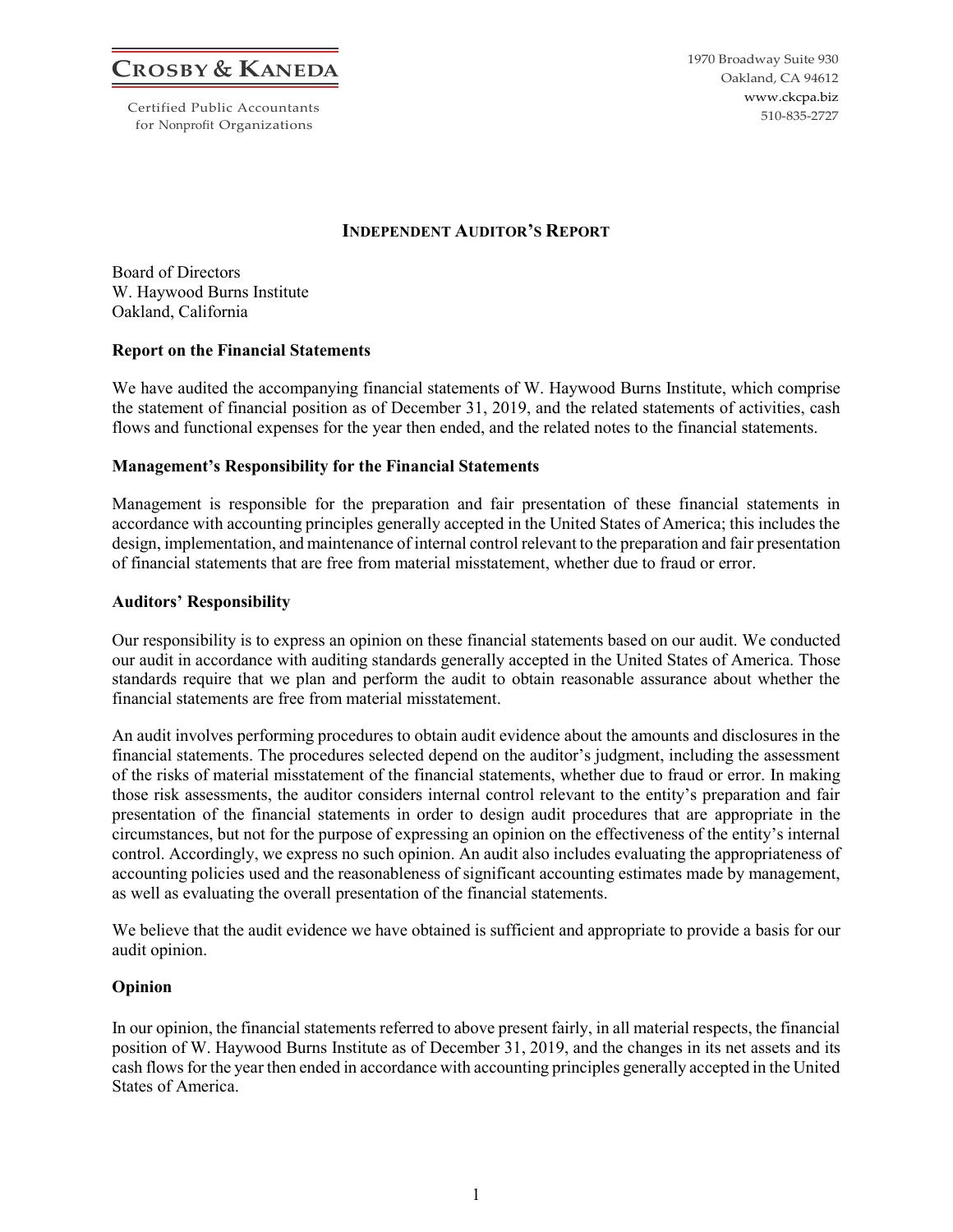# CROSBY & KANEDA

Certified Public Accountants
for Nonprofit Organizations

1970 Broadway Suite 930
Oakland, CA 94612
www.ckcpa.biz
510-835-2727

## INDEPENDENT AUDITOR'S REPORT

Board of Directors
W. Haywood Burns Institute
Oakland, California

### Report on the Financial Statements

We have audited the accompanying financial statements of W. Haywood Burns Institute, which comprise the statement of financial position as of December 31, 2019, and the related statements of activities, cash flows and functional expenses for the year then ended, and the related notes to the financial statements.

### Management's Responsibility for the Financial Statements

Management is responsible for the preparation and fair presentation of these financial statements in accordance with accounting principles generally accepted in the United States of America; this includes the design, implementation, and maintenance of internal control relevant to the preparation and fair presentation of financial statements that are free from material misstatement, whether due to fraud or error.

### Auditors' Responsibility

Our responsibility is to express an opinion on these financial statements based on our audit. We conducted our audit in accordance with auditing standards generally accepted in the United States of America. Those standards require that we plan and perform the audit to obtain reasonable assurance about whether the financial statements are free from material misstatement.

An audit involves performing procedures to obtain audit evidence about the amounts and disclosures in the financial statements. The procedures selected depend on the auditor's judgment, including the assessment of the risks of material misstatement of the financial statements, whether due to fraud or error. In making those risk assessments, the auditor considers internal control relevant to the entity's preparation and fair presentation of the financial statements in order to design audit procedures that are appropriate in the circumstances, but not for the purpose of expressing an opinion on the effectiveness of the entity's internal control. Accordingly, we express no such opinion. An audit also includes evaluating the appropriateness of accounting policies used and the reasonableness of significant accounting estimates made by management, as well as evaluating the overall presentation of the financial statements.

We believe that the audit evidence we have obtained is sufficient and appropriate to provide a basis for our audit opinion.

### Opinion

In our opinion, the financial statements referred to above present fairly, in all material respects, the financial position of W. Haywood Burns Institute as of December 31, 2019, and the changes in its net assets and its cash flows for the year then ended in accordance with accounting principles generally accepted in the United States of America.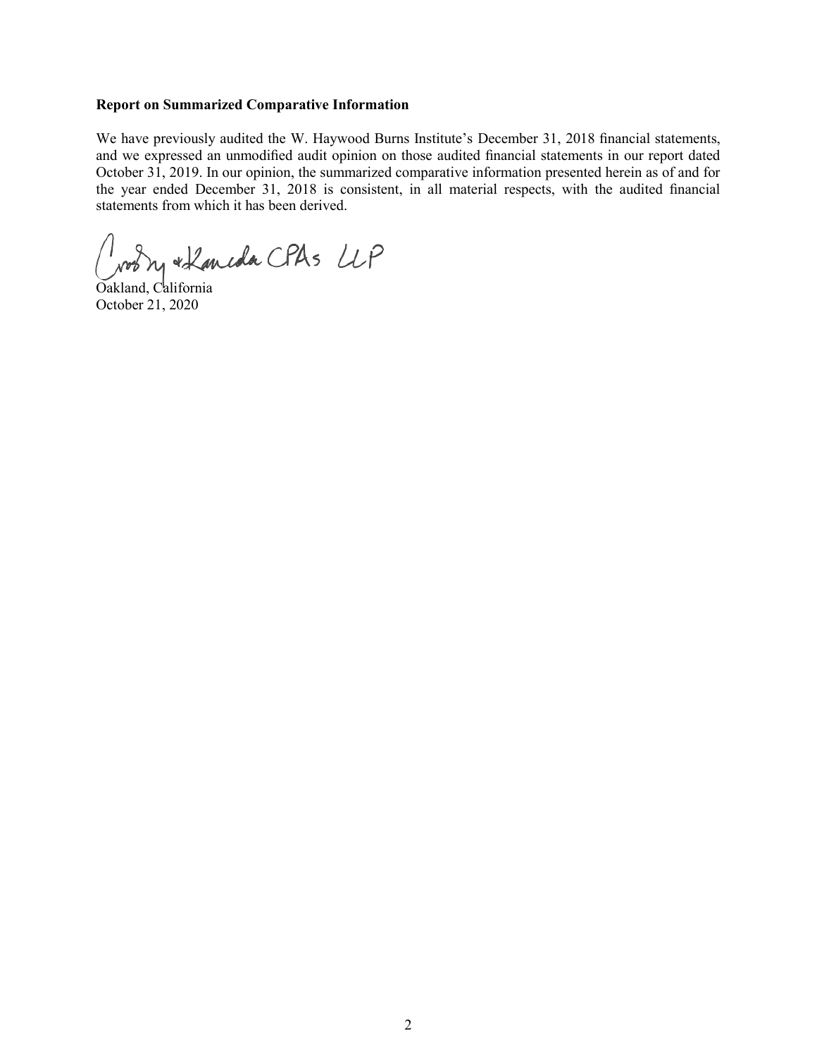**Report on Summarized Comparative Information**

We have previously audited the W. Haywood Burns Institute's December 31, 2018 financial statements, and we expressed an unmodified audit opinion on those audited financial statements in our report dated October 31, 2019. In our opinion, the summarized comparative information presented herein as of and for the year ended December 31, 2018 is consistent, in all material respects, with the audited financial statements from which it has been derived.

Crosby & Kaneda CPAs LLP

Oakland, California
October 21, 2020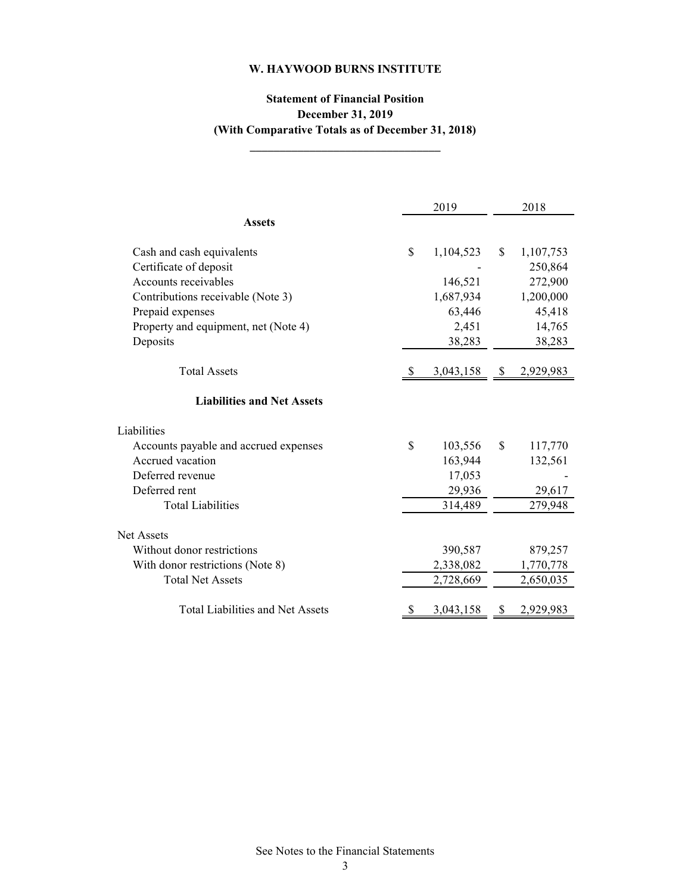# W. HAYWOOD BURNS INSTITUTE

## Statement of Financial Position
## December 31, 2019
## (With Comparative Totals as of December 31, 2018)

| | 2019 | 2018 |
|---|---|---|
| **Assets** | | |
| Cash and cash equivalents | $ 1,104,523 | $ 1,107,753 |
| Certificate of deposit | - | 250,864 |
| Accounts receivables | 146,521 | 272,900 |
| Contributions receivable (Note 3) | 1,687,934 | 1,200,000 |
| Prepaid expenses | 63,446 | 45,418 |
| Property and equipment, net (Note 4) | 2,451 | 14,765 |
| Deposits | 38,283 | 38,283 |
| Total Assets | $ 3,043,158 | $ 2,929,983 |
| **Liabilities and Net Assets** | | |
| Liabilities | | |
| Accounts payable and accrued expenses | $ 103,556 | $ 117,770 |
| Accrued vacation | 163,944 | 132,561 |
| Deferred revenue | 17,053 | - |
| Deferred rent | 29,936 | 29,617 |
| Total Liabilities | 314,489 | 279,948 |
| Net Assets | | |
| Without donor restrictions | 390,587 | 879,257 |
| With donor restrictions (Note 8) | 2,338,082 | 1,770,778 |
| Total Net Assets | 2,728,669 | 2,650,035 |
| Total Liabilities and Net Assets | $ 3,043,158 | $ 2,929,983 |

See Notes to the Financial Statements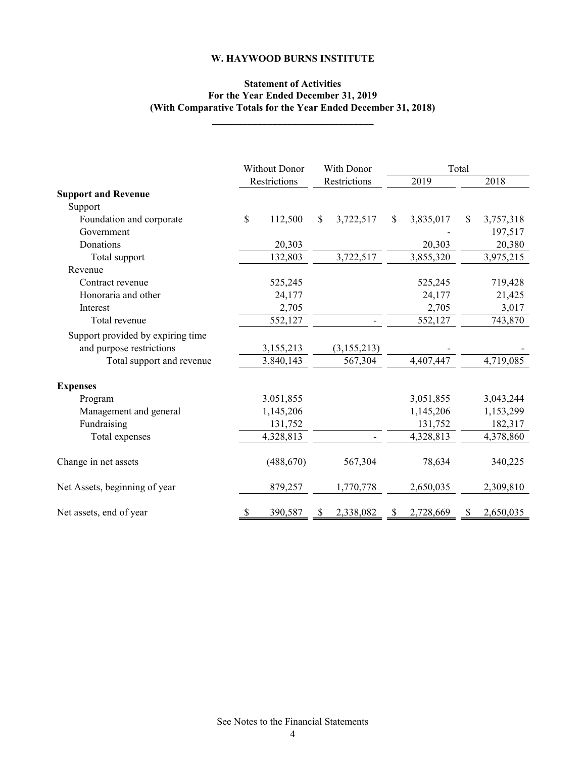**W. HAYWOOD BURNS INSTITUTE**

**Statement of Activities**
**For the Year Ended December 31, 2019**
**(With Comparative Totals for the Year Ended December 31, 2018)**

| | Without Donor Restrictions | With Donor Restrictions | Total | |
|---|---|---|---|---|
| | | | 2019 | 2018 |
| **Support and Revenue** | | | | |
| Support | | | | |
| Foundation and corporate | $ 112,500 | $ 3,722,517 | $ 3,835,017 | $ 3,757,318 |
| Government | | | - | 197,517 |
| Donations | 20,303 | | 20,303 | 20,380 |
| Total support | 132,803 | 3,722,517 | 3,855,320 | 3,975,215 |
| Revenue | | | | |
| Contract revenue | 525,245 | | 525,245 | 719,428 |
| Honoraria and other | 24,177 | | 24,177 | 21,425 |
| Interest | 2,705 | | 2,705 | 3,017 |
| Total revenue | 552,127 | - | 552,127 | 743,870 |
| Support provided by expiring time and purpose restrictions | 3,155,213 | (3,155,213) | - | - |
| Total support and revenue | 3,840,143 | 567,304 | 4,407,447 | 4,719,085 |
| **Expenses** | | | | |
| Program | 3,051,855 | | 3,051,855 | 3,043,244 |
| Management and general | 1,145,206 | | 1,145,206 | 1,153,299 |
| Fundraising | 131,752 | | 131,752 | 182,317 |
| Total expenses | 4,328,813 | - | 4,328,813 | 4,378,860 |
| Change in net assets | (488,670) | 567,304 | 78,634 | 340,225 |
| Net Assets, beginning of year | 879,257 | 1,770,778 | 2,650,035 | 2,309,810 |
| Net assets, end of year | $ 390,587 | $ 2,338,082 | $ 2,728,669 | $ 2,650,035 |

See Notes to the Financial Statements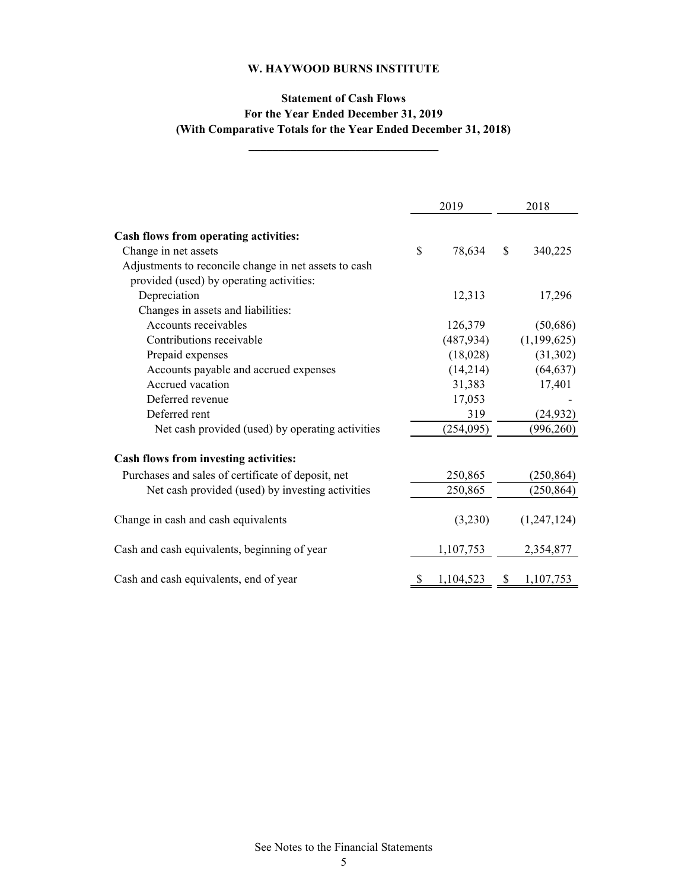**W. HAYWOOD BURNS INSTITUTE**

**Statement of Cash Flows**
**For the Year Ended December 31, 2019**
**(With Comparative Totals for the Year Ended December 31, 2018)**

| | 2019 | 2018 |
|---|---|---|
| **Cash flows from operating activities:** | | |
| Change in net assets | $ 78,634 | $ 340,225 |
| Adjustments to reconcile change in net assets to cash provided (used) by operating activities: | | |
| Depreciation | 12,313 | 17,296 |
| Changes in assets and liabilities: | | |
| Accounts receivables | 126,379 | (50,686) |
| Contributions receivable | (487,934) | (1,199,625) |
| Prepaid expenses | (18,028) | (31,302) |
| Accounts payable and accrued expenses | (14,214) | (64,637) |
| Accrued vacation | 31,383 | 17,401 |
| Deferred revenue | 17,053 | - |
| Deferred rent | 319 | (24,932) |
| Net cash provided (used) by operating activities | (254,095) | (996,260) |
| **Cash flows from investing activities:** | | |
| Purchases and sales of certificate of deposit, net | 250,865 | (250,864) |
| Net cash provided (used) by investing activities | 250,865 | (250,864) |
| Change in cash and cash equivalents | (3,230) | (1,247,124) |
| Cash and cash equivalents, beginning of year | 1,107,753 | 2,354,877 |
| Cash and cash equivalents, end of year | $ 1,104,523 | $ 1,107,753 |

See Notes to the Financial Statements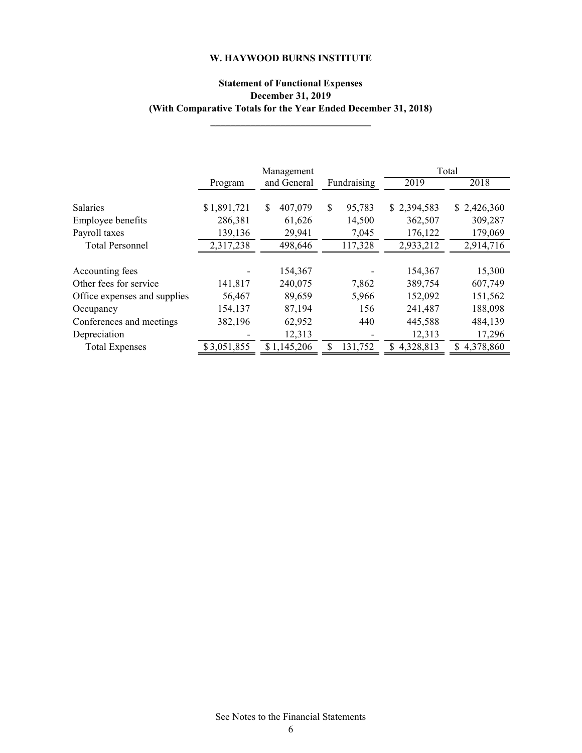# W. HAYWOOD BURNS INSTITUTE

## Statement of Functional Expenses
## December 31, 2019
## (With Comparative Totals for the Year Ended December 31, 2018)

| | Program | Management and General | Fundraising | Total 2019 | Total 2018 |
|---|---|---|---|---|---|
| Salaries | $ 1,891,721 | $ 407,079 | $ 95,783 | $ 2,394,583 | $ 2,426,360 |
| Employee benefits | 286,381 | 61,626 | 14,500 | 362,507 | 309,287 |
| Payroll taxes | 139,136 | 29,941 | 7,045 | 176,122 | 179,069 |
| Total Personnel | 2,317,238 | 498,646 | 117,328 | 2,933,212 | 2,914,716 |
| | | | | | |
| Accounting fees | - | 154,367 | - | 154,367 | 15,300 |
| Other fees for service | 141,817 | 240,075 | 7,862 | 389,754 | 607,749 |
| Office expenses and supplies | 56,467 | 89,659 | 5,966 | 152,092 | 151,562 |
| Occupancy | 154,137 | 87,194 | 156 | 241,487 | 188,098 |
| Conferences and meetings | 382,196 | 62,952 | 440 | 445,588 | 484,139 |
| Depreciation | - | 12,313 | - | 12,313 | 17,296 |
| Total Expenses | $ 3,051,855 | $ 1,145,206 | $ 131,752 | $ 4,328,813 | $ 4,378,860 |

See Notes to the Financial Statements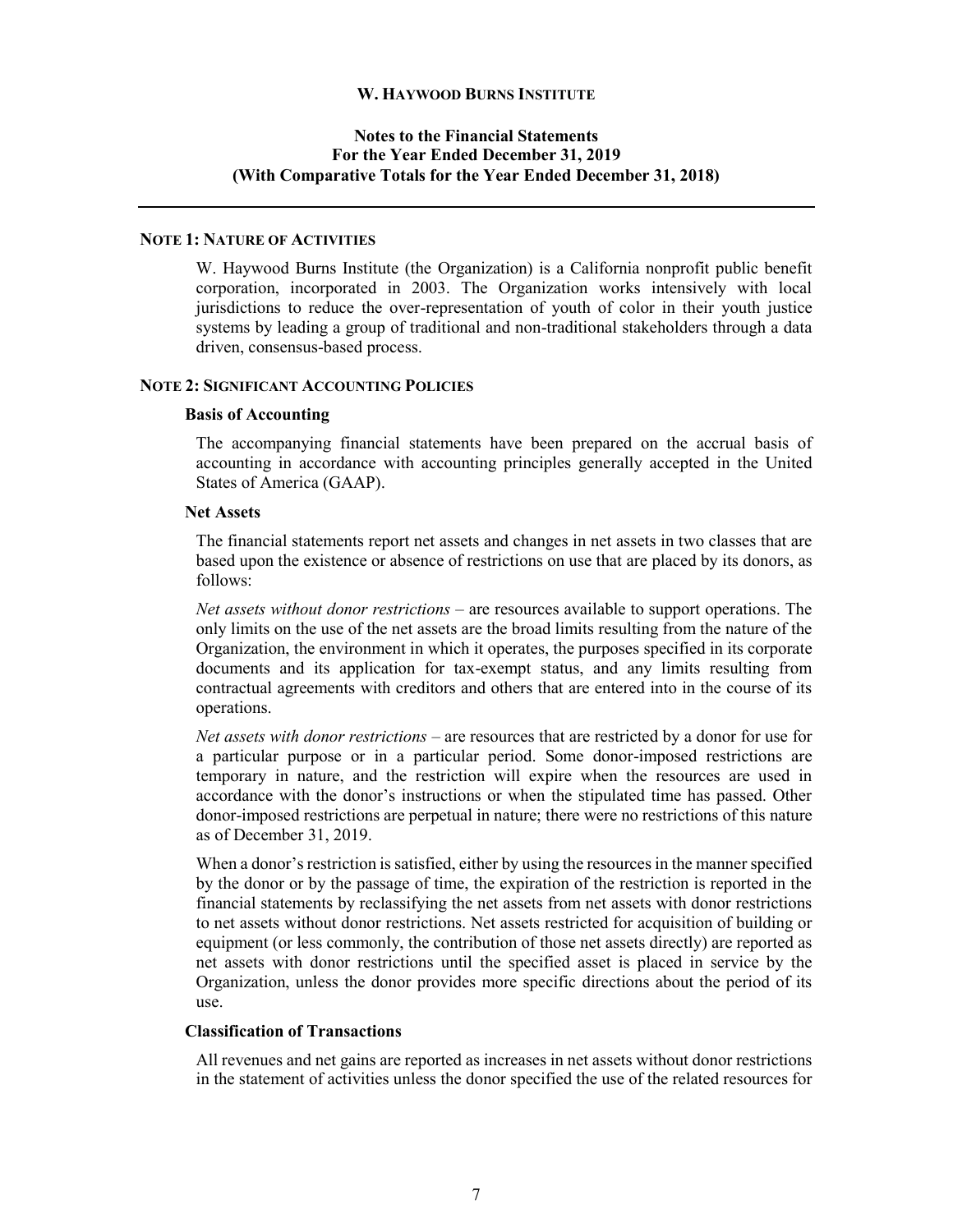# W. HAYWOOD BURNS INSTITUTE

## Notes to the Financial Statements
## For the Year Ended December 31, 2019
## (With Comparative Totals for the Year Ended December 31, 2018)

---

### NOTE 1: NATURE OF ACTIVITIES

W. Haywood Burns Institute (the Organization) is a California nonprofit public benefit corporation, incorporated in 2003. The Organization works intensively with local jurisdictions to reduce the over-representation of youth of color in their youth justice systems by leading a group of traditional and non-traditional stakeholders through a data driven, consensus-based process.

### NOTE 2: SIGNIFICANT ACCOUNTING POLICIES

**Basis of Accounting**

The accompanying financial statements have been prepared on the accrual basis of accounting in accordance with accounting principles generally accepted in the United States of America (GAAP).

**Net Assets**

The financial statements report net assets and changes in net assets in two classes that are based upon the existence or absence of restrictions on use that are placed by its donors, as follows:

*Net assets without donor restrictions* – are resources available to support operations. The only limits on the use of the net assets are the broad limits resulting from the nature of the Organization, the environment in which it operates, the purposes specified in its corporate documents and its application for tax-exempt status, and any limits resulting from contractual agreements with creditors and others that are entered into in the course of its operations.

*Net assets with donor restrictions* – are resources that are restricted by a donor for use for a particular purpose or in a particular period. Some donor-imposed restrictions are temporary in nature, and the restriction will expire when the resources are used in accordance with the donor's instructions or when the stipulated time has passed. Other donor-imposed restrictions are perpetual in nature; there were no restrictions of this nature as of December 31, 2019.

When a donor's restriction is satisfied, either by using the resources in the manner specified by the donor or by the passage of time, the expiration of the restriction is reported in the financial statements by reclassifying the net assets from net assets with donor restrictions to net assets without donor restrictions. Net assets restricted for acquisition of building or equipment (or less commonly, the contribution of those net assets directly) are reported as net assets with donor restrictions until the specified asset is placed in service by the Organization, unless the donor provides more specific directions about the period of its use.

**Classification of Transactions**

All revenues and net gains are reported as increases in net assets without donor restrictions in the statement of activities unless the donor specified the use of the related resources for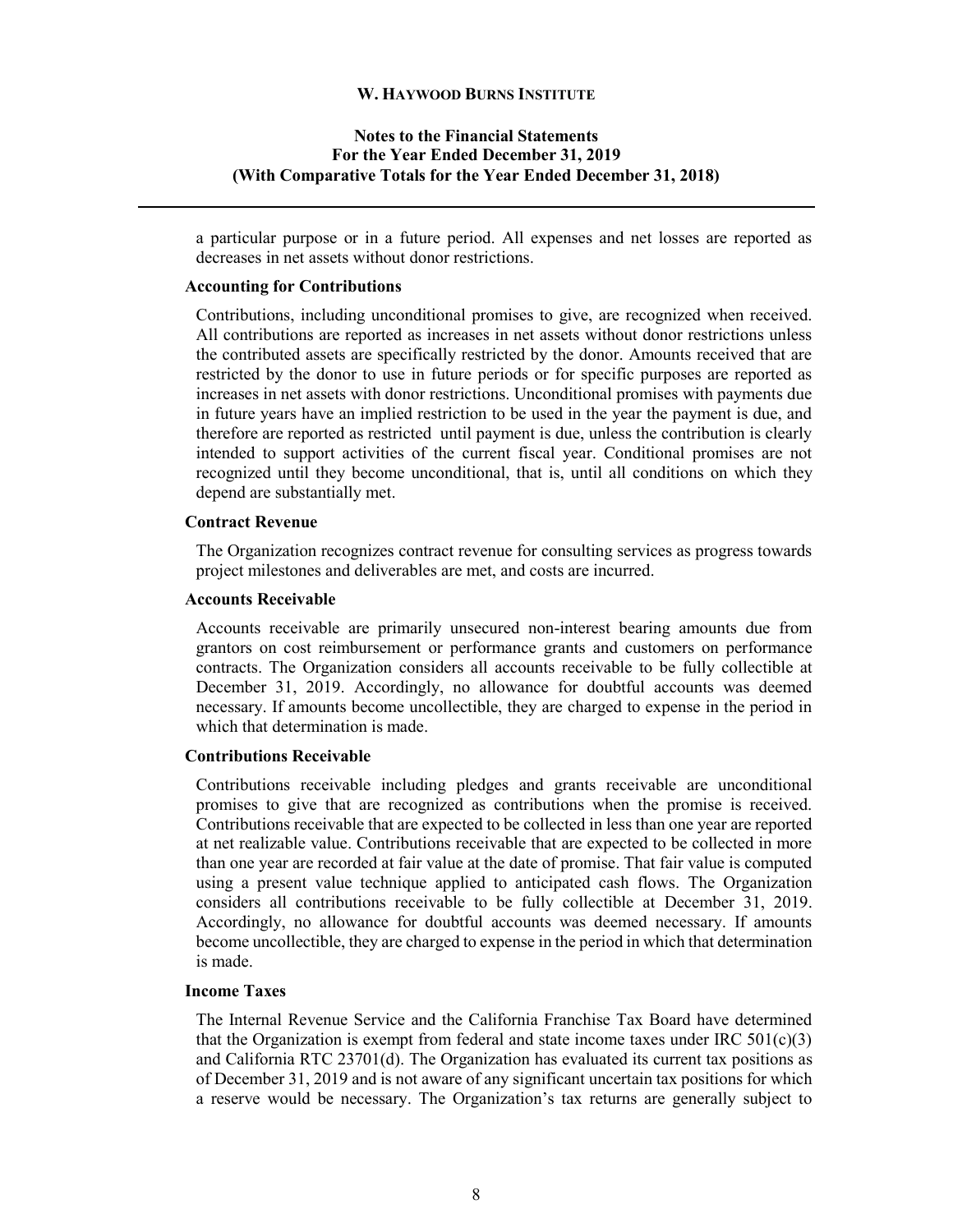a particular purpose or in a future period. All expenses and net losses are reported as decreases in net assets without donor restrictions.

### Accounting for Contributions

Contributions, including unconditional promises to give, are recognized when received. All contributions are reported as increases in net assets without donor restrictions unless the contributed assets are specifically restricted by the donor. Amounts received that are restricted by the donor to use in future periods or for specific purposes are reported as increases in net assets with donor restrictions. Unconditional promises with payments due in future years have an implied restriction to be used in the year the payment is due, and therefore are reported as restricted until payment is due, unless the contribution is clearly intended to support activities of the current fiscal year. Conditional promises are not recognized until they become unconditional, that is, until all conditions on which they depend are substantially met.

### Contract Revenue

The Organization recognizes contract revenue for consulting services as progress towards project milestones and deliverables are met, and costs are incurred.

### Accounts Receivable

Accounts receivable are primarily unsecured non-interest bearing amounts due from grantors on cost reimbursement or performance grants and customers on performance contracts. The Organization considers all accounts receivable to be fully collectible at December 31, 2019. Accordingly, no allowance for doubtful accounts was deemed necessary. If amounts become uncollectible, they are charged to expense in the period in which that determination is made.

### Contributions Receivable

Contributions receivable including pledges and grants receivable are unconditional promises to give that are recognized as contributions when the promise is received. Contributions receivable that are expected to be collected in less than one year are reported at net realizable value. Contributions receivable that are expected to be collected in more than one year are recorded at fair value at the date of promise. That fair value is computed using a present value technique applied to anticipated cash flows. The Organization considers all contributions receivable to be fully collectible at December 31, 2019. Accordingly, no allowance for doubtful accounts was deemed necessary. If amounts become uncollectible, they are charged to expense in the period in which that determination is made.

### Income Taxes

The Internal Revenue Service and the California Franchise Tax Board have determined that the Organization is exempt from federal and state income taxes under IRC 501(c)(3) and California RTC 23701(d). The Organization has evaluated its current tax positions as of December 31, 2019 and is not aware of any significant uncertain tax positions for which a reserve would be necessary. The Organization's tax returns are generally subject to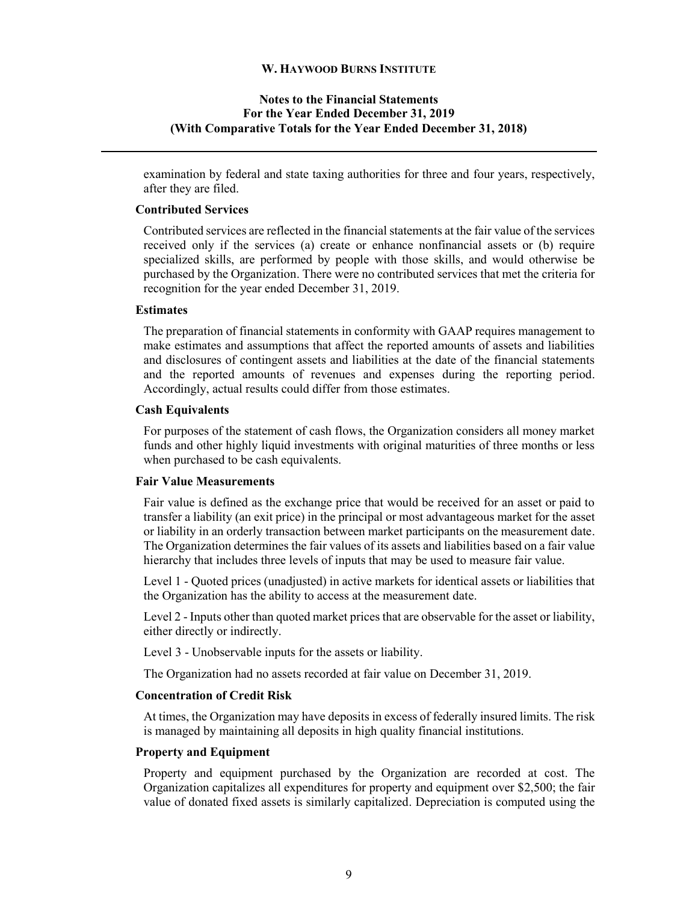examination by federal and state taxing authorities for three and four years, respectively, after they are filed.

### Contributed Services

Contributed services are reflected in the financial statements at the fair value of the services received only if the services (a) create or enhance nonfinancial assets or (b) require specialized skills, are performed by people with those skills, and would otherwise be purchased by the Organization. There were no contributed services that met the criteria for recognition for the year ended December 31, 2019.

### Estimates

The preparation of financial statements in conformity with GAAP requires management to make estimates and assumptions that affect the reported amounts of assets and liabilities and disclosures of contingent assets and liabilities at the date of the financial statements and the reported amounts of revenues and expenses during the reporting period. Accordingly, actual results could differ from those estimates.

### Cash Equivalents

For purposes of the statement of cash flows, the Organization considers all money market funds and other highly liquid investments with original maturities of three months or less when purchased to be cash equivalents.

### Fair Value Measurements

Fair value is defined as the exchange price that would be received for an asset or paid to transfer a liability (an exit price) in the principal or most advantageous market for the asset or liability in an orderly transaction between market participants on the measurement date. The Organization determines the fair values of its assets and liabilities based on a fair value hierarchy that includes three levels of inputs that may be used to measure fair value.

Level 1 - Quoted prices (unadjusted) in active markets for identical assets or liabilities that the Organization has the ability to access at the measurement date.

Level 2 - Inputs other than quoted market prices that are observable for the asset or liability, either directly or indirectly.

Level 3 - Unobservable inputs for the assets or liability.

The Organization had no assets recorded at fair value on December 31, 2019.

### Concentration of Credit Risk

At times, the Organization may have deposits in excess of federally insured limits. The risk is managed by maintaining all deposits in high quality financial institutions.

### Property and Equipment

Property and equipment purchased by the Organization are recorded at cost. The Organization capitalizes all expenditures for property and equipment over $2,500; the fair value of donated fixed assets is similarly capitalized. Depreciation is computed using the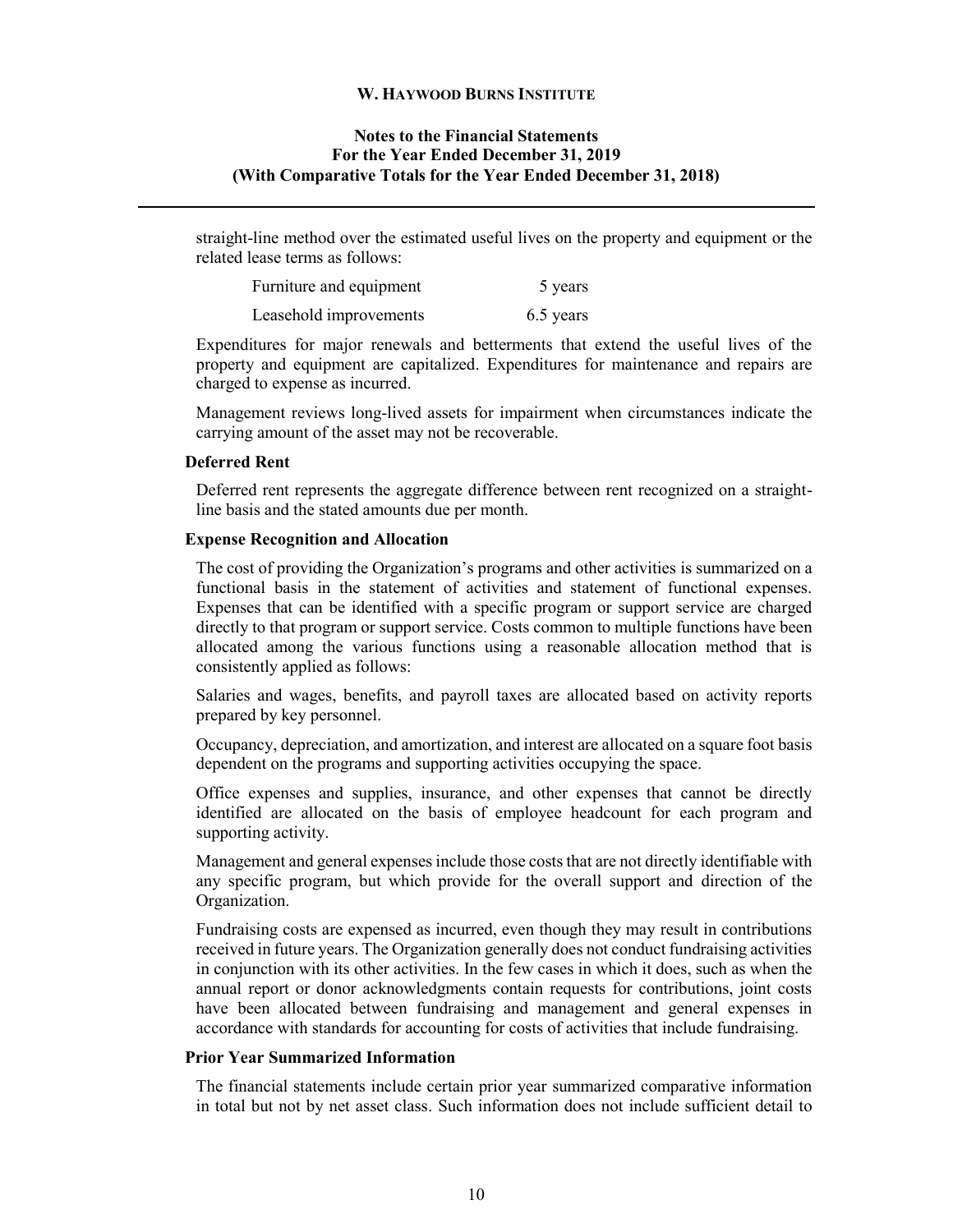straight-line method over the estimated useful lives on the property and equipment or the related lease terms as follows:

| | |
|---|---|
| Furniture and equipment | 5 years |
| Leasehold improvements | 6.5 years |

Expenditures for major renewals and betterments that extend the useful lives of the property and equipment are capitalized. Expenditures for maintenance and repairs are charged to expense as incurred.

Management reviews long-lived assets for impairment when circumstances indicate the carrying amount of the asset may not be recoverable.

### Deferred Rent

Deferred rent represents the aggregate difference between rent recognized on a straight-line basis and the stated amounts due per month.

### Expense Recognition and Allocation

The cost of providing the Organization's programs and other activities is summarized on a functional basis in the statement of activities and statement of functional expenses. Expenses that can be identified with a specific program or support service are charged directly to that program or support service. Costs common to multiple functions have been allocated among the various functions using a reasonable allocation method that is consistently applied as follows:

Salaries and wages, benefits, and payroll taxes are allocated based on activity reports prepared by key personnel.

Occupancy, depreciation, and amortization, and interest are allocated on a square foot basis dependent on the programs and supporting activities occupying the space.

Office expenses and supplies, insurance, and other expenses that cannot be directly identified are allocated on the basis of employee headcount for each program and supporting activity.

Management and general expenses include those costs that are not directly identifiable with any specific program, but which provide for the overall support and direction of the Organization.

Fundraising costs are expensed as incurred, even though they may result in contributions received in future years. The Organization generally does not conduct fundraising activities in conjunction with its other activities. In the few cases in which it does, such as when the annual report or donor acknowledgments contain requests for contributions, joint costs have been allocated between fundraising and management and general expenses in accordance with standards for accounting for costs of activities that include fundraising.

### Prior Year Summarized Information

The financial statements include certain prior year summarized comparative information in total but not by net asset class. Such information does not include sufficient detail to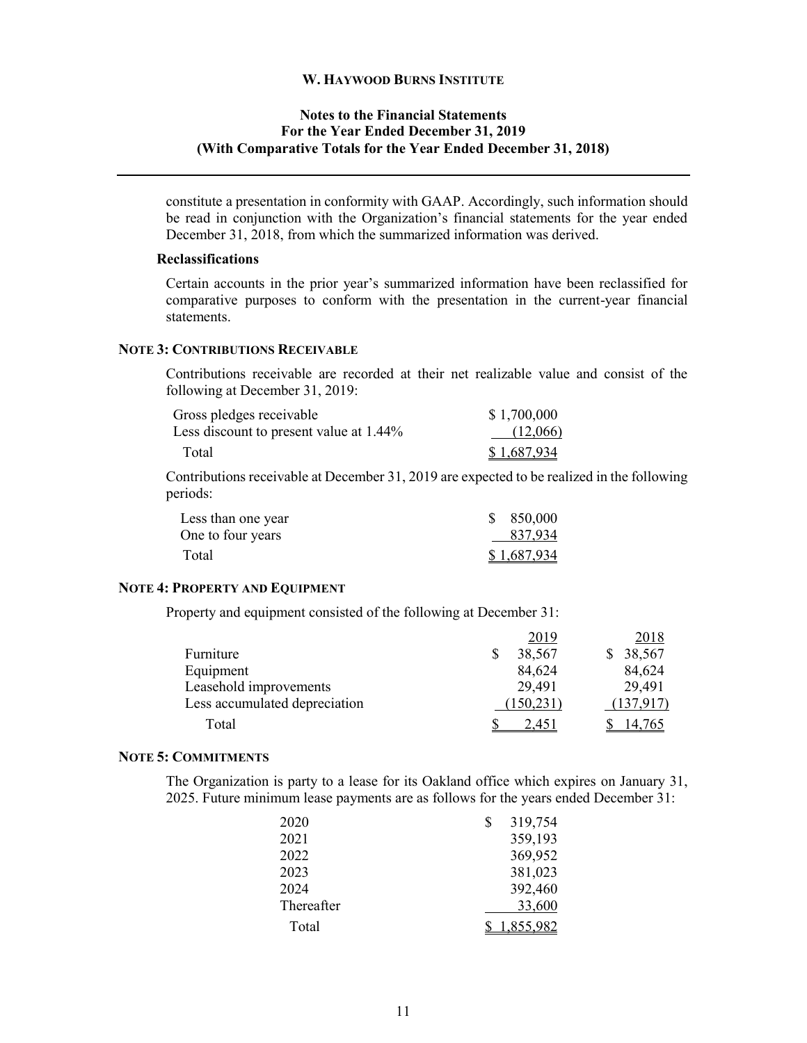constitute a presentation in conformity with GAAP. Accordingly, such information should be read in conjunction with the Organization's financial statements for the year ended December 31, 2018, from which the summarized information was derived.

### Reclassifications

Certain accounts in the prior year's summarized information have been reclassified for comparative purposes to conform with the presentation in the current-year financial statements.

## NOTE 3: CONTRIBUTIONS RECEIVABLE

Contributions receivable are recorded at their net realizable value and consist of the following at December 31, 2019:

| | |
|---|---|
| Gross pledges receivable | $ 1,700,000 |
| Less discount to present value at 1.44% | (12,066) |
| Total | $ 1,687,934 |

Contributions receivable at December 31, 2019 are expected to be realized in the following periods:

| | |
|---|---|
| Less than one year | $ 850,000 |
| One to four years | 837,934 |
| Total | $ 1,687,934 |

## NOTE 4: PROPERTY AND EQUIPMENT

Property and equipment consisted of the following at December 31:

| | 2019 | 2018 |
|---|---|---|
| Furniture | $ 38,567 | $ 38,567 |
| Equipment | 84,624 | 84,624 |
| Leasehold improvements | 29,491 | 29,491 |
| Less accumulated depreciation | (150,231) | (137,917) |
| Total | $ 2,451 | $ 14,765 |

## NOTE 5: COMMITMENTS

The Organization is party to a lease for its Oakland office which expires on January 31, 2025. Future minimum lease payments are as follows for the years ended December 31:

| | |
|---|---|
| 2020 | $ 319,754 |
| 2021 | 359,193 |
| 2022 | 369,952 |
| 2023 | 381,023 |
| 2024 | 392,460 |
| Thereafter | 33,600 |
| Total | $ 1,855,982 |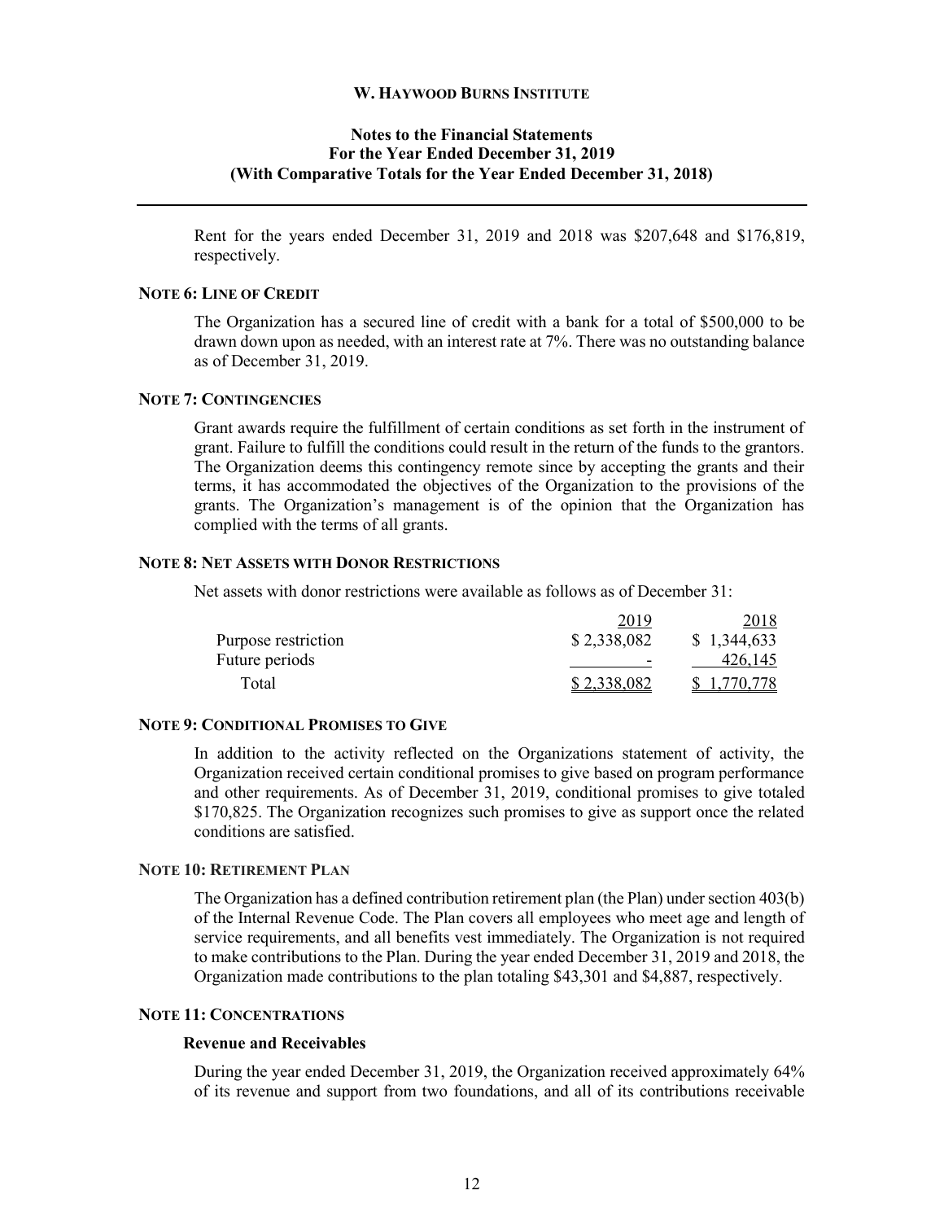Rent for the years ended December 31, 2019 and 2018 was $207,648 and $176,819, respectively.

### NOTE 6: LINE OF CREDIT

The Organization has a secured line of credit with a bank for a total of $500,000 to be drawn down upon as needed, with an interest rate at 7%. There was no outstanding balance as of December 31, 2019.

### NOTE 7: CONTINGENCIES

Grant awards require the fulfillment of certain conditions as set forth in the instrument of grant. Failure to fulfill the conditions could result in the return of the funds to the grantors. The Organization deems this contingency remote since by accepting the grants and their terms, it has accommodated the objectives of the Organization to the provisions of the grants. The Organization's management is of the opinion that the Organization has complied with the terms of all grants.

### NOTE 8: NET ASSETS WITH DONOR RESTRICTIONS

Net assets with donor restrictions were available as follows as of December 31:

| | 2019 | 2018 |
|---|---|---|
| Purpose restriction | $ 2,338,082 | $ 1,344,633 |
| Future periods | - | 426,145 |
| Total | $ 2,338,082 | $ 1,770,778 |

### NOTE 9: CONDITIONAL PROMISES TO GIVE

In addition to the activity reflected on the Organizations statement of activity, the Organization received certain conditional promises to give based on program performance and other requirements. As of December 31, 2019, conditional promises to give totaled $170,825. The Organization recognizes such promises to give as support once the related conditions are satisfied.

### NOTE 10: RETIREMENT PLAN

The Organization has a defined contribution retirement plan (the Plan) under section 403(b) of the Internal Revenue Code. The Plan covers all employees who meet age and length of service requirements, and all benefits vest immediately. The Organization is not required to make contributions to the Plan. During the year ended December 31, 2019 and 2018, the Organization made contributions to the plan totaling $43,301 and $4,887, respectively.

### NOTE 11: CONCENTRATIONS

#### Revenue and Receivables

During the year ended December 31, 2019, the Organization received approximately 64% of its revenue and support from two foundations, and all of its contributions receivable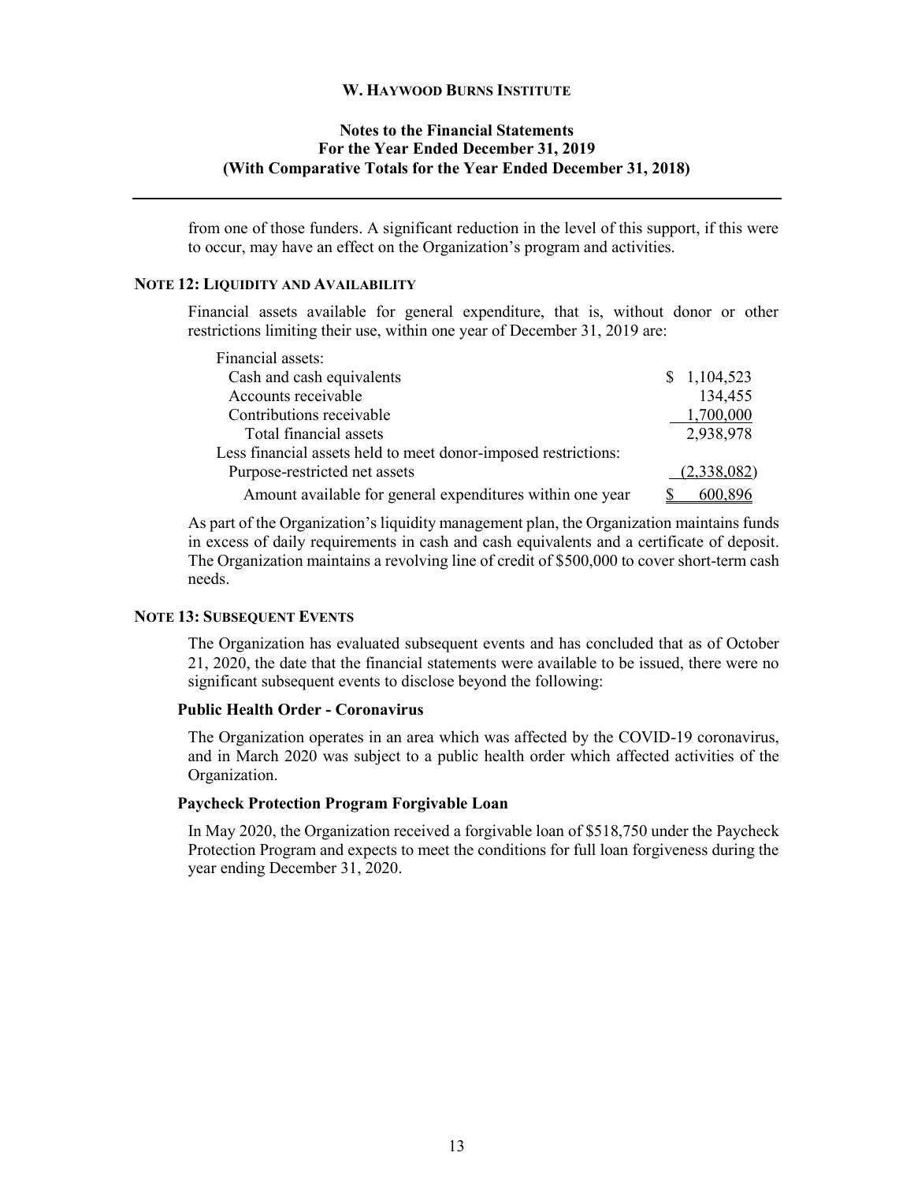from one of those funders. A significant reduction in the level of this support, if this were to occur, may have an effect on the Organization's program and activities.

### NOTE 12: LIQUIDITY AND AVAILABILITY

Financial assets available for general expenditure, that is, without donor or other restrictions limiting their use, within one year of December 31, 2019 are:

| | |
|---|---|
| Financial assets: | |
| Cash and cash equivalents | $ 1,104,523 |
| Accounts receivable | 134,455 |
| Contributions receivable | 1,700,000 |
| Total financial assets | 2,938,978 |
| Less financial assets held to meet donor-imposed restrictions: | |
| Purpose-restricted net assets | (2,338,082) |
| Amount available for general expenditures within one year | $ 600,896 |

As part of the Organization's liquidity management plan, the Organization maintains funds in excess of daily requirements in cash and cash equivalents and a certificate of deposit. The Organization maintains a revolving line of credit of $500,000 to cover short-term cash needs.

### NOTE 13: SUBSEQUENT EVENTS

The Organization has evaluated subsequent events and has concluded that as of October 21, 2020, the date that the financial statements were available to be issued, there were no significant subsequent events to disclose beyond the following:

#### Public Health Order - Coronavirus

The Organization operates in an area which was affected by the COVID-19 coronavirus, and in March 2020 was subject to a public health order which affected activities of the Organization.

#### Paycheck Protection Program Forgivable Loan

In May 2020, the Organization received a forgivable loan of $518,750 under the Paycheck Protection Program and expects to meet the conditions for full loan forgiveness during the year ending December 31, 2020.